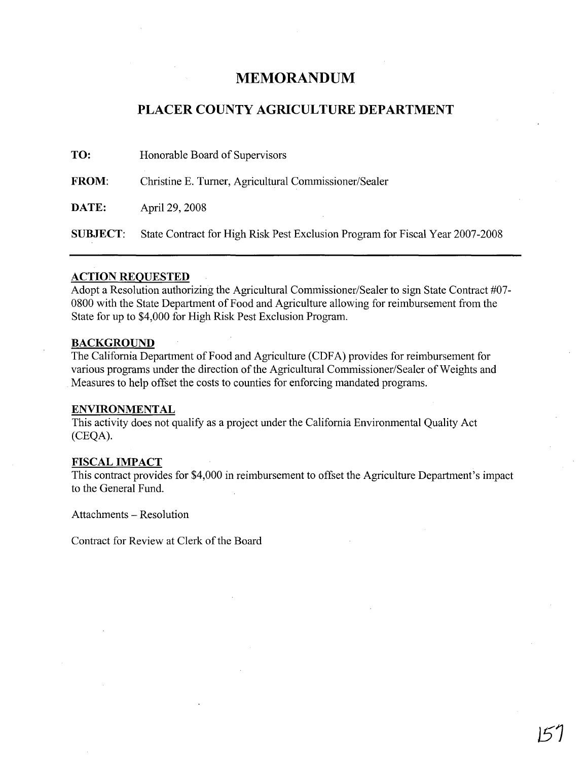# MEMORANDUM

## PLACER COUNTY AGRICULTURE DEPARTMENT

**TO:** Honorable Board of Supervisors

**FROM:** Christine E. Turner, Agricultural Commissioner/Sealer

**DATE:** April 29, 2008

**SUBJECT:** State Contract for High Risk Pest Exclusion Program for Fiscal Year 2007-2008

---

### ACTION REQUESTED

Adopt a Resolution authorizing the Agricultural Commissioner/Sealer to sign State Contract #07-0800 with the State Department of Food and Agriculture allowing for reimbursement from the State for up to $4,000 for High Risk Pest Exclusion Program.

### BACKGROUND

The California Department of Food and Agriculture (CDFA) provides for reimbursement for various programs under the direction of the Agricultural Commissioner/Sealer of Weights and Measures to help offset the costs to counties for enforcing mandated programs.

### ENVIRONMENTAL

This activity does not qualify as a project under the California Environmental Quality Act (CEQA).

### FISCAL IMPACT

This contract provides for $4,000 in reimbursement to offset the Agriculture Department's impact to the General Fund.

Attachments – Resolution

Contract for Review at Clerk of the Board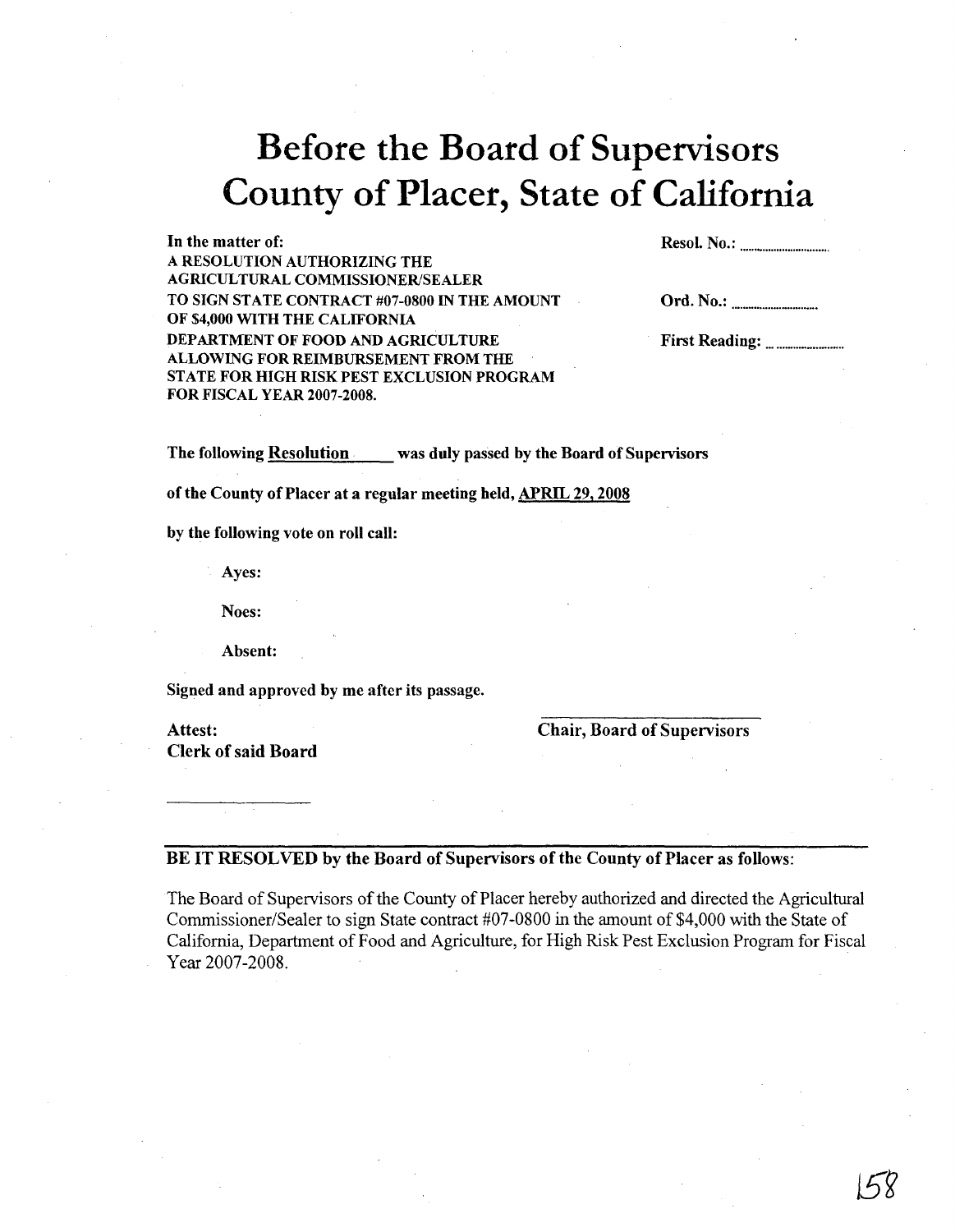# Before the Board of Supervisors County of Placer, State of California

**In the matter of:**
**A RESOLUTION AUTHORIZING THE AGRICULTURAL COMMISSIONER/SEALER TO SIGN STATE CONTRACT #07-0800 IN THE AMOUNT OF $4,000 WITH THE CALIFORNIA DEPARTMENT OF FOOD AND AGRICULTURE ALLOWING FOR REIMBURSEMENT FROM THE STATE FOR HIGH RISK PEST EXCLUSION PROGRAM FOR FISCAL YEAR 2007-2008.**

**Resol. No.:** ..................

**Ord. No.:** ..................

**First Reading:** ..................

**The following Resolution was duly passed by the Board of Supervisors of the County of Placer at a regular meeting held, APRIL 29, 2008 by the following vote on roll call:**

**Ayes:**

**Noes:**

**Absent:**

**Signed and approved by me after its passage.**

**Attest:**
**Clerk of said Board**

**Chair, Board of Supervisors**

**BE IT RESOLVED by the Board of Supervisors of the County of Placer as follows:**

The Board of Supervisors of the County of Placer hereby authorized and directed the Agricultural Commissioner/Sealer to sign State contract #07-0800 in the amount of $4,000 with the State of California, Department of Food and Agriculture, for High Risk Pest Exclusion Program for Fiscal Year 2007-2008.